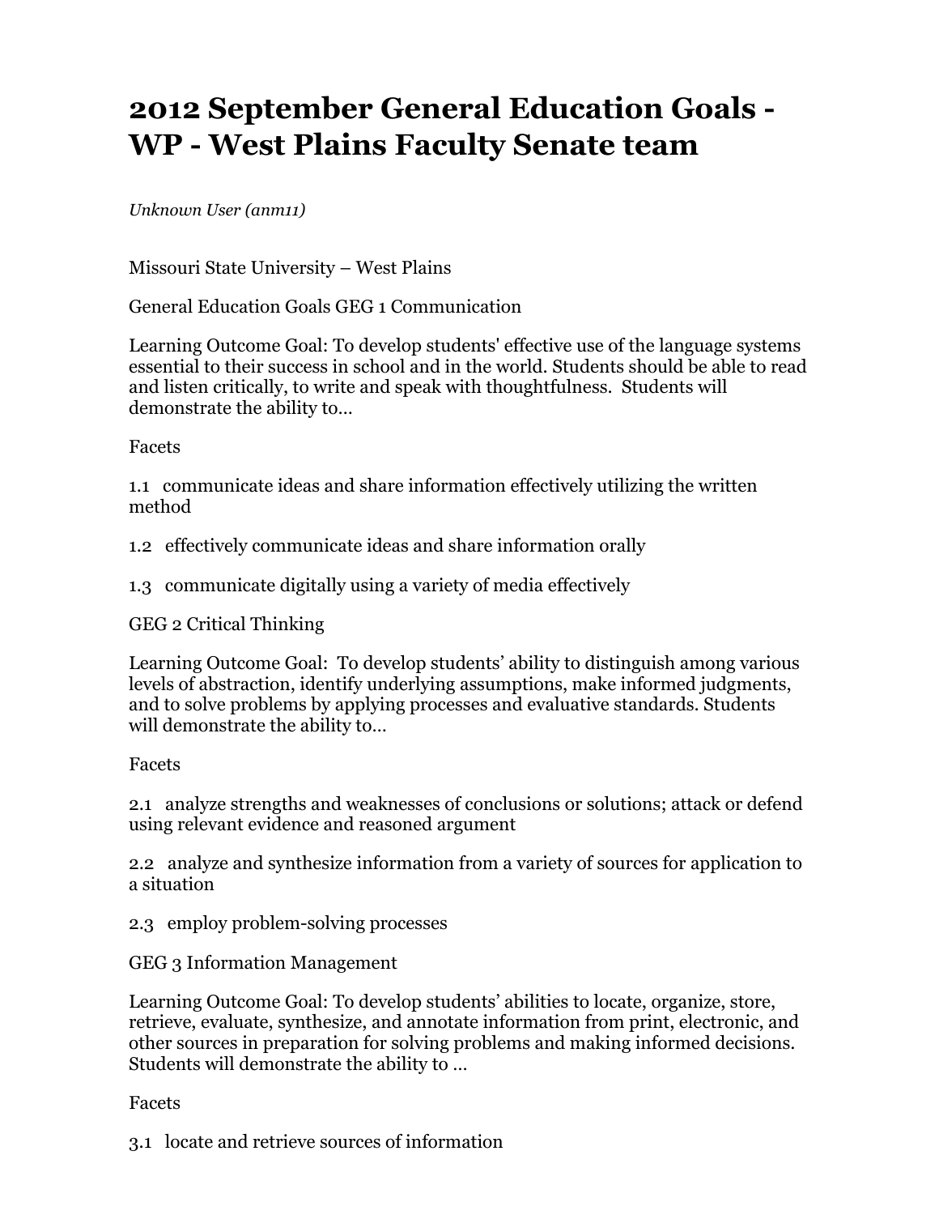# 2012 September General Education Goals - WP - West Plains Faculty Senate team

*Unknown User (anm11)*

Missouri State University – West Plains

General Education Goals GEG 1 Communication

Learning Outcome Goal: To develop students' effective use of the language systems essential to their success in school and in the world. Students should be able to read and listen critically, to write and speak with thoughtfulness. Students will demonstrate the ability to…

Facets

1.1 communicate ideas and share information effectively utilizing the written method

1.2 effectively communicate ideas and share information orally

1.3 communicate digitally using a variety of media effectively

GEG 2 Critical Thinking

Learning Outcome Goal: To develop students' ability to distinguish among various levels of abstraction, identify underlying assumptions, make informed judgments, and to solve problems by applying processes and evaluative standards. Students will demonstrate the ability to…

Facets

2.1 analyze strengths and weaknesses of conclusions or solutions; attack or defend using relevant evidence and reasoned argument

2.2 analyze and synthesize information from a variety of sources for application to a situation

2.3 employ problem-solving processes

GEG 3 Information Management

Learning Outcome Goal: To develop students' abilities to locate, organize, store, retrieve, evaluate, synthesize, and annotate information from print, electronic, and other sources in preparation for solving problems and making informed decisions. Students will demonstrate the ability to …

Facets

3.1 locate and retrieve sources of information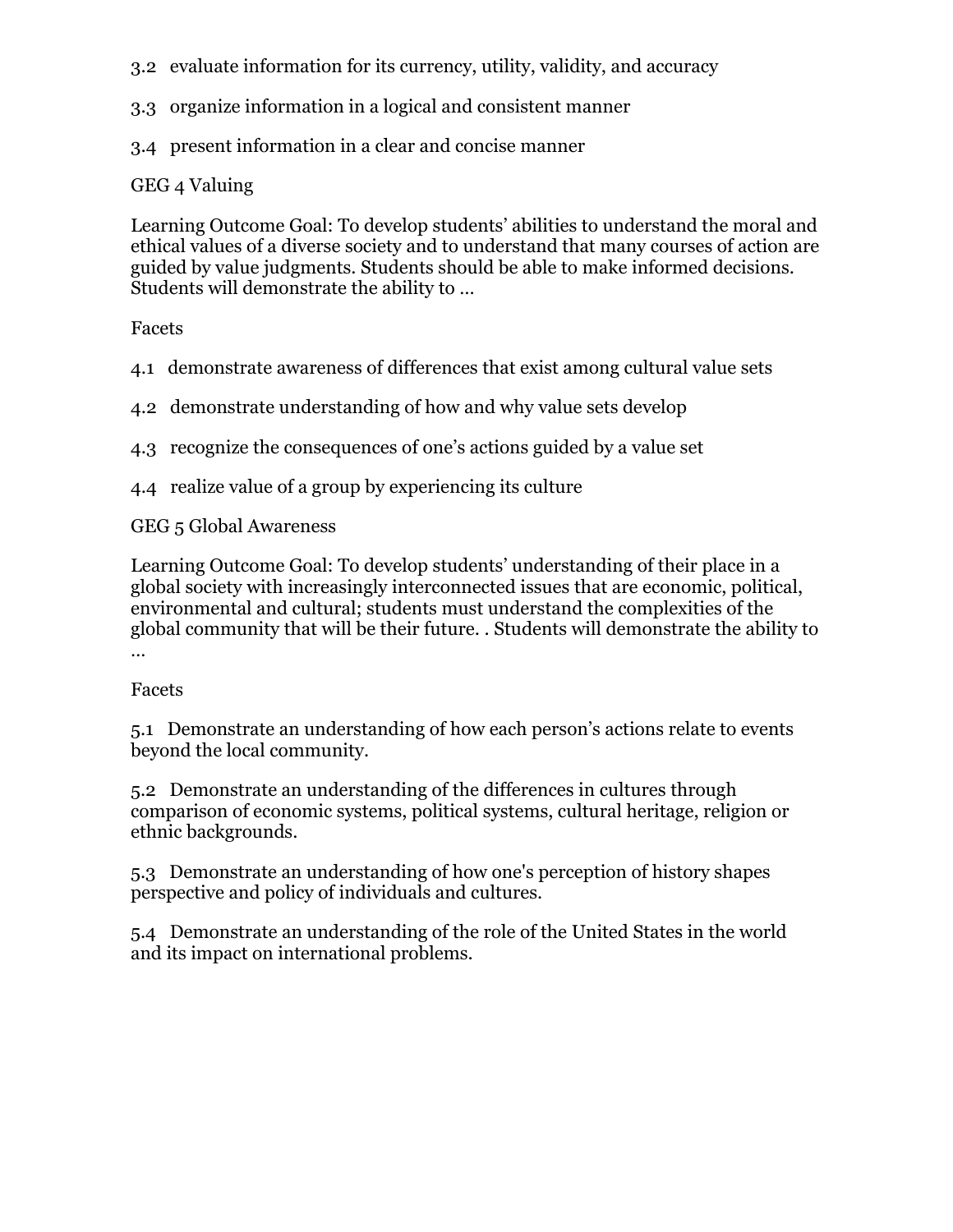3.2 evaluate information for its currency, utility, validity, and accuracy

3.3 organize information in a logical and consistent manner

3.4 present information in a clear and concise manner

GEG 4 Valuing

Learning Outcome Goal: To develop students' abilities to understand the moral and ethical values of a diverse society and to understand that many courses of action are guided by value judgments. Students should be able to make informed decisions. Students will demonstrate the ability to …

Facets

4.1 demonstrate awareness of differences that exist among cultural value sets

4.2 demonstrate understanding of how and why value sets develop

4.3 recognize the consequences of one's actions guided by a value set

4.4 realize value of a group by experiencing its culture

GEG 5 Global Awareness

Learning Outcome Goal: To develop students' understanding of their place in a global society with increasingly interconnected issues that are economic, political, environmental and cultural; students must understand the complexities of the global community that will be their future. . Students will demonstrate the ability to …

Facets

5.1 Demonstrate an understanding of how each person's actions relate to events beyond the local community.

5.2 Demonstrate an understanding of the differences in cultures through comparison of economic systems, political systems, cultural heritage, religion or ethnic backgrounds.

5.3 Demonstrate an understanding of how one's perception of history shapes perspective and policy of individuals and cultures.

5.4 Demonstrate an understanding of the role of the United States in the world and its impact on international problems.